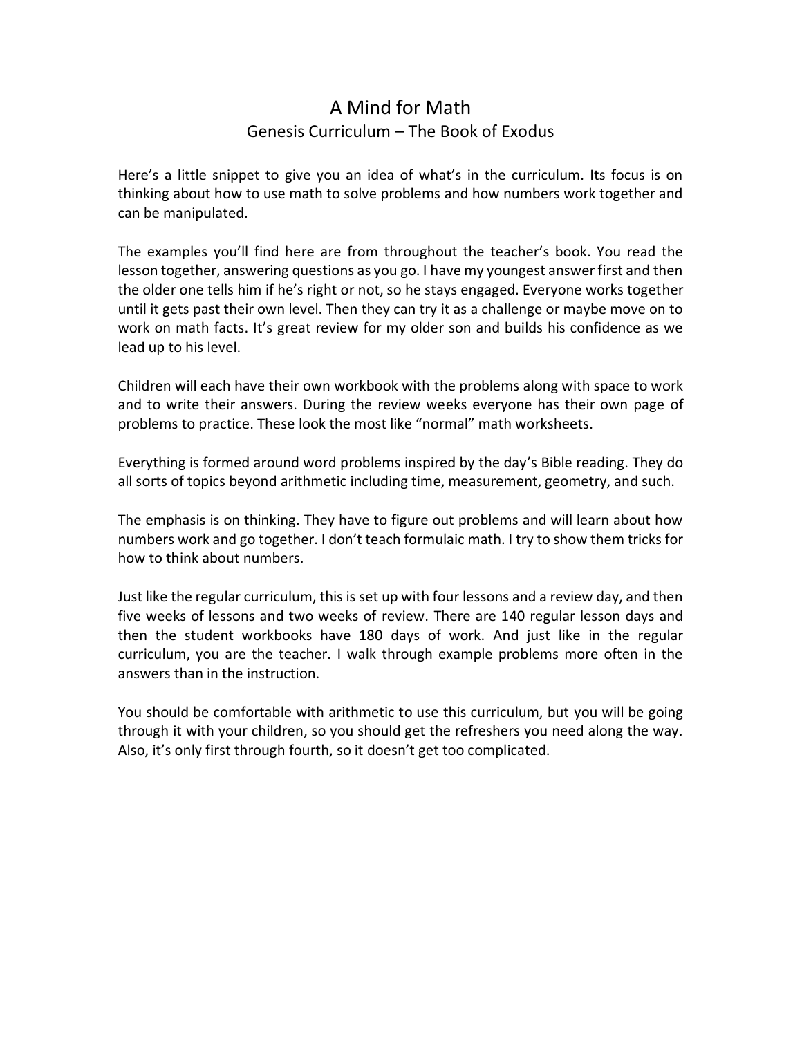# A Mind for Math

## Genesis Curriculum – The Book of Exodus

Here's a little snippet to give you an idea of what's in the curriculum. Its focus is on thinking about how to use math to solve problems and how numbers work together and can be manipulated.

The examples you'll find here are from throughout the teacher's book. You read the lesson together, answering questions as you go. I have my youngest answer first and then the older one tells him if he's right or not, so he stays engaged. Everyone works together until it gets past their own level. Then they can try it as a challenge or maybe move on to work on math facts. It's great review for my older son and builds his confidence as we lead up to his level.

Children will each have their own workbook with the problems along with space to work and to write their answers. During the review weeks everyone has their own page of problems to practice. These look the most like "normal" math worksheets.

Everything is formed around word problems inspired by the day's Bible reading. They do all sorts of topics beyond arithmetic including time, measurement, geometry, and such.

The emphasis is on thinking. They have to figure out problems and will learn about how numbers work and go together. I don't teach formulaic math. I try to show them tricks for how to think about numbers.

Just like the regular curriculum, this is set up with four lessons and a review day, and then five weeks of lessons and two weeks of review. There are 140 regular lesson days and then the student workbooks have 180 days of work. And just like in the regular curriculum, you are the teacher. I walk through example problems more often in the answers than in the instruction.

You should be comfortable with arithmetic to use this curriculum, but you will be going through it with your children, so you should get the refreshers you need along the way. Also, it's only first through fourth, so it doesn't get too complicated.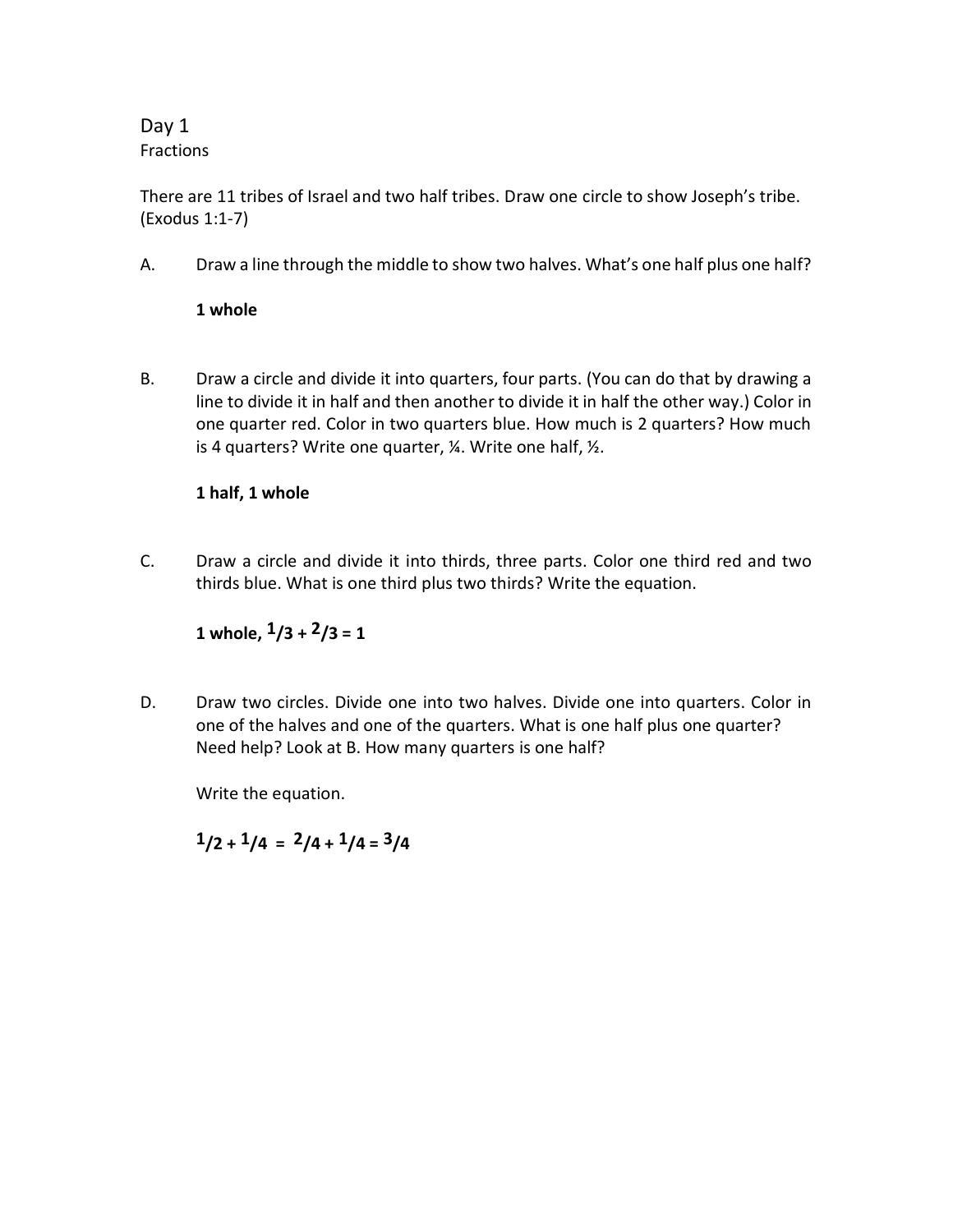# Day 1

## Fractions

There are 11 tribes of Israel and two half tribes. Draw one circle to show Joseph's tribe. (Exodus 1:1-7)

A. Draw a line through the middle to show two halves. What's one half plus one half?

**1 whole**

B. Draw a circle and divide it into quarters, four parts. (You can do that by drawing a line to divide it in half and then another to divide it in half the other way.) Color in one quarter red. Color in two quarters blue. How much is 2 quarters? How much is 4 quarters? Write one quarter, ¼. Write one half, ½.

**1 half, 1 whole**

C. Draw a circle and divide it into thirds, three parts. Color one third red and two thirds blue. What is one third plus two thirds? Write the equation.

**1 whole, $^1/_3 + ^2/_3 = 1$**

D. Draw two circles. Divide one into two halves. Divide one into quarters. Color in one of the halves and one of the quarters. What is one half plus one quarter? Need help? Look at B. How many quarters is one half?

Write the equation.

**$^1/_2 + ^1/_4 = ^2/_4 + ^1/_4 = ^3/_4$**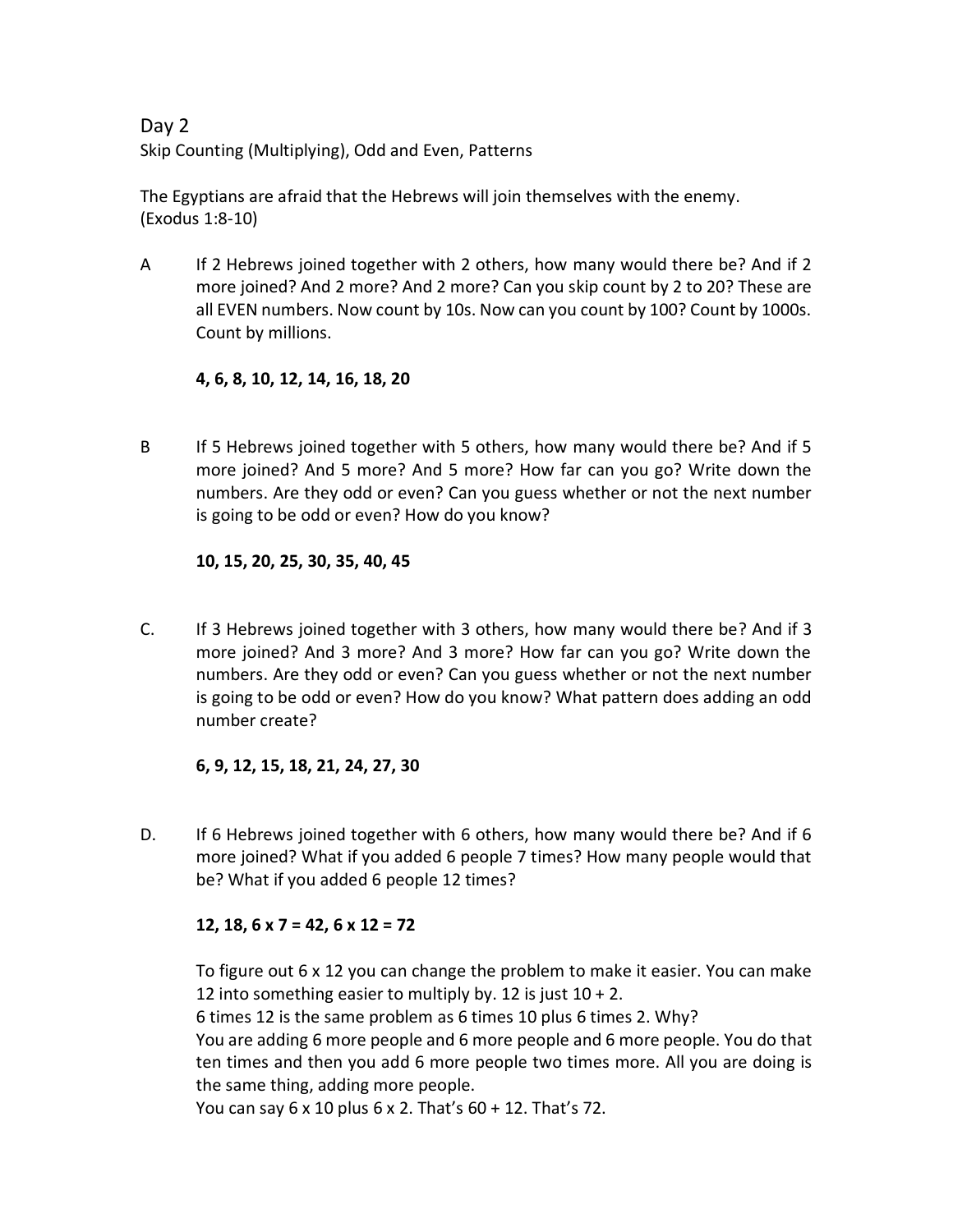# Day 2

Skip Counting (Multiplying), Odd and Even, Patterns

The Egyptians are afraid that the Hebrews will join themselves with the enemy. (Exodus 1:8-10)

A If 2 Hebrews joined together with 2 others, how many would there be? And if 2 more joined? And 2 more? And 2 more? Can you skip count by 2 to 20? These are all EVEN numbers. Now count by 10s. Now can you count by 100? Count by 1000s. Count by millions.

**4, 6, 8, 10, 12, 14, 16, 18, 20**

B If 5 Hebrews joined together with 5 others, how many would there be? And if 5 more joined? And 5 more? And 5 more? How far can you go? Write down the numbers. Are they odd or even? Can you guess whether or not the next number is going to be odd or even? How do you know?

**10, 15, 20, 25, 30, 35, 40, 45**

C. If 3 Hebrews joined together with 3 others, how many would there be? And if 3 more joined? And 3 more? And 3 more? How far can you go? Write down the numbers. Are they odd or even? Can you guess whether or not the next number is going to be odd or even? How do you know? What pattern does adding an odd number create?

**6, 9, 12, 15, 18, 21, 24, 27, 30**

D. If 6 Hebrews joined together with 6 others, how many would there be? And if 6 more joined? What if you added 6 people 7 times? How many people would that be? What if you added 6 people 12 times?

**12, 18, 6 x 7 = 42, 6 x 12 = 72**

To figure out 6 x 12 you can change the problem to make it easier. You can make 12 into something easier to multiply by. 12 is just 10 + 2.
6 times 12 is the same problem as 6 times 10 plus 6 times 2. Why?
You are adding 6 more people and 6 more people and 6 more people. You do that ten times and then you add 6 more people two times more. All you are doing is the same thing, adding more people.
You can say 6 x 10 plus 6 x 2. That's 60 + 12. That's 72.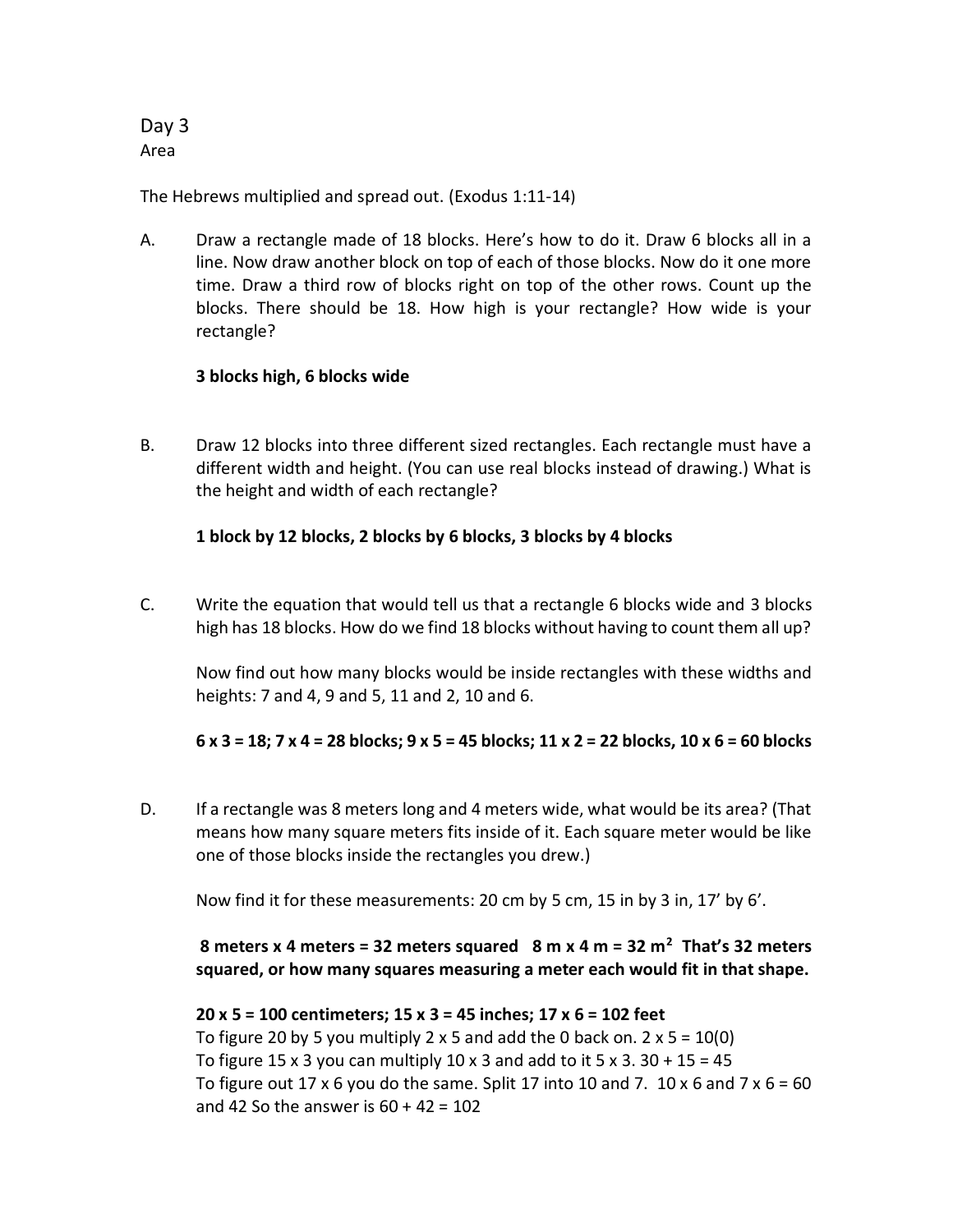# Day 3

Area

The Hebrews multiplied and spread out. (Exodus 1:11-14)

A. Draw a rectangle made of 18 blocks. Here's how to do it. Draw 6 blocks all in a line. Now draw another block on top of each of those blocks. Now do it one more time. Draw a third row of blocks right on top of the other rows. Count up the blocks. There should be 18. How high is your rectangle? How wide is your rectangle?

**3 blocks high, 6 blocks wide**

B. Draw 12 blocks into three different sized rectangles. Each rectangle must have a different width and height. (You can use real blocks instead of drawing.) What is the height and width of each rectangle?

**1 block by 12 blocks, 2 blocks by 6 blocks, 3 blocks by 4 blocks**

C. Write the equation that would tell us that a rectangle 6 blocks wide and 3 blocks high has 18 blocks. How do we find 18 blocks without having to count them all up?

Now find out how many blocks would be inside rectangles with these widths and heights: 7 and 4, 9 and 5, 11 and 2, 10 and 6.

**$6 \times 3 = 18$; $7 \times 4 = 28$ blocks; $9 \times 5 = 45$ blocks; $11 \times 2 = 22$ blocks, $10 \times 6 = 60$ blocks**

D. If a rectangle was 8 meters long and 4 meters wide, what would be its area? (That means how many square meters fits inside of it. Each square meter would be like one of those blocks inside the rectangles you drew.)

Now find it for these measurements: 20 cm by 5 cm, 15 in by 3 in, 17' by 6'.

**8 meters x 4 meters = 32 meters squared $8 \text{ m} \times 4 \text{ m} = 32 \text{ m}^2$ That's 32 meters squared, or how many squares measuring a meter each would fit in that shape.**

**$20 \times 5 = 100$ centimeters; $15 \times 3 = 45$ inches; $17 \times 6 = 102$ feet**

To figure 20 by 5 you multiply $2 \times 5$ and add the 0 back on. $2 \times 5 = 10(0)$

To figure $15 \times 3$ you can multiply $10 \times 3$ and add to it $5 \times 3$. $30 + 15 = 45$

To figure out $17 \times 6$ you do the same. Split 17 into 10 and 7. $10 \times 6$ and $7 \times 6$ = 60 and 42 So the answer is $60 + 42 = 102$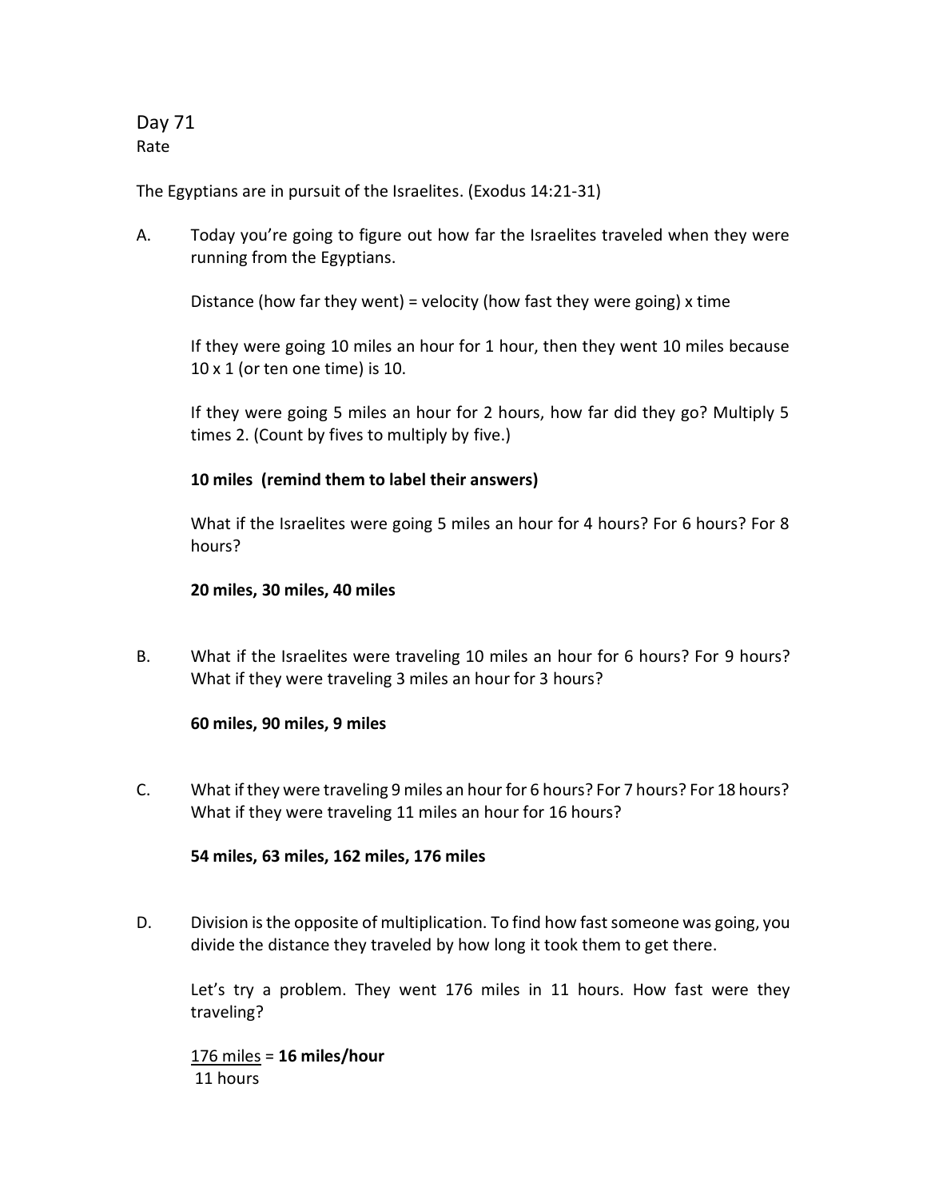# Day 71

Rate

The Egyptians are in pursuit of the Israelites. (Exodus 14:21-31)

A. Today you're going to figure out how far the Israelites traveled when they were running from the Egyptians.

   Distance (how far they went) = velocity (how fast they were going) x time

   If they were going 10 miles an hour for 1 hour, then they went 10 miles because 10 x 1 (or ten one time) is 10.

   If they were going 5 miles an hour for 2 hours, how far did they go? Multiply 5 times 2. (Count by fives to multiply by five.)

   **10 miles (remind them to label their answers)**

   What if the Israelites were going 5 miles an hour for 4 hours? For 6 hours? For 8 hours?

   **20 miles, 30 miles, 40 miles**

B. What if the Israelites were traveling 10 miles an hour for 6 hours? For 9 hours? What if they were traveling 3 miles an hour for 3 hours?

   **60 miles, 90 miles, 9 miles**

C. What if they were traveling 9 miles an hour for 6 hours? For 7 hours? For 18 hours? What if they were traveling 11 miles an hour for 16 hours?

   **54 miles, 63 miles, 162 miles, 176 miles**

D. Division is the opposite of multiplication. To find how fast someone was going, you divide the distance they traveled by how long it took them to get there.

   Let's try a problem. They went 176 miles in 11 hours. How fast were they traveling?

   $$\frac{176 \text{ miles}}{11 \text{ hours}} = \textbf{16 miles/hour}$$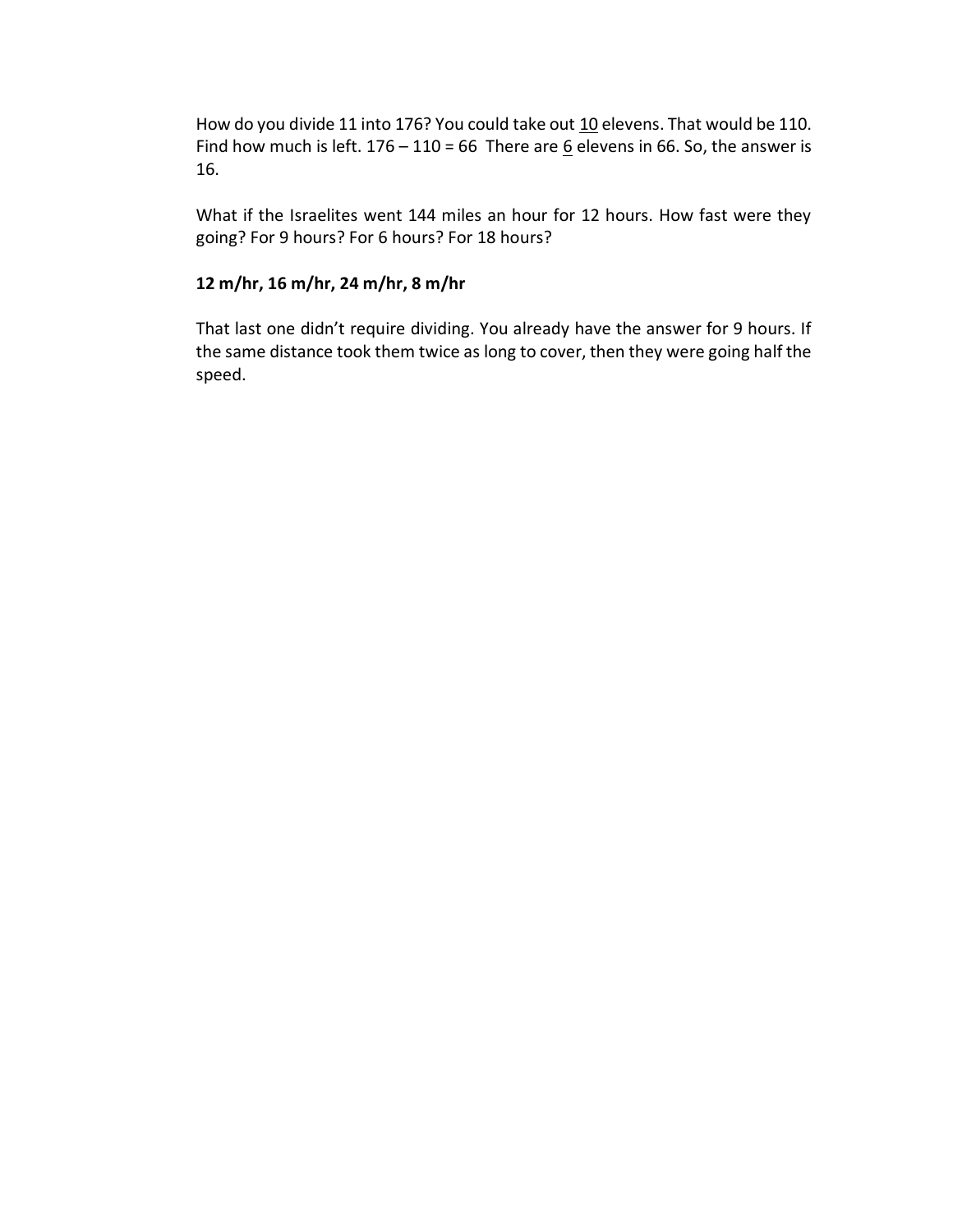How do you divide 11 into 176? You could take out <u>10</u> elevens. That would be 110. Find how much is left. 176 – 110 = 66  There are <u>6</u> elevens in 66. So, the answer is 16.

What if the Israelites went 144 miles an hour for 12 hours. How fast were they going? For 9 hours? For 6 hours? For 18 hours?

**12 m/hr, 16 m/hr, 24 m/hr, 8 m/hr**

That last one didn't require dividing. You already have the answer for 9 hours. If the same distance took them twice as long to cover, then they were going half the speed.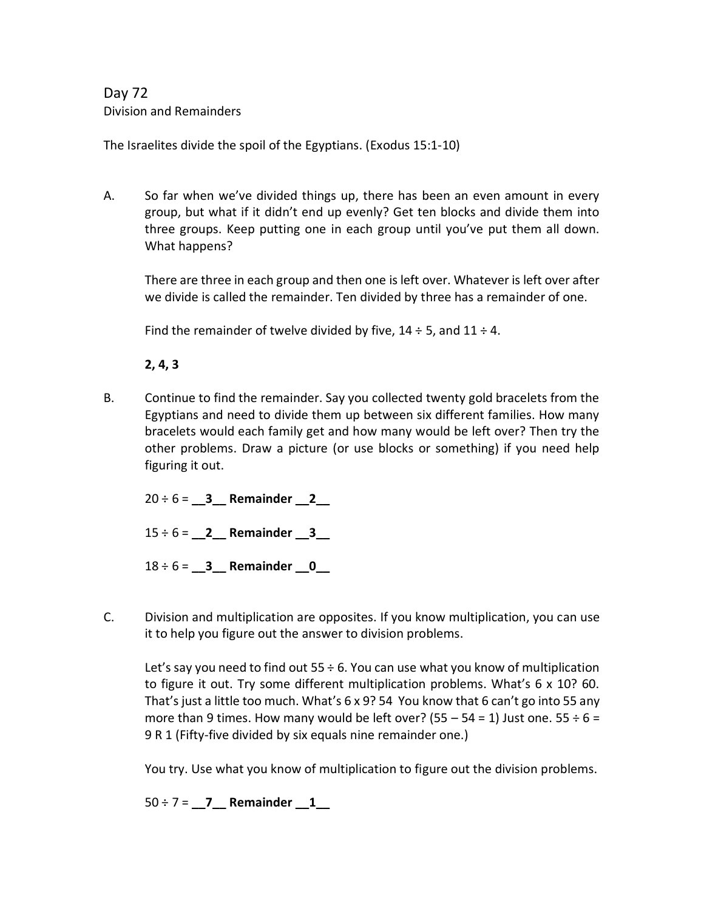# Day 72

## Division and Remainders

The Israelites divide the spoil of the Egyptians. (Exodus 15:1-10)

A. So far when we've divided things up, there has been an even amount in every group, but what if it didn't end up evenly? Get ten blocks and divide them into three groups. Keep putting one in each group until you've put them all down. What happens?

There are three in each group and then one is left over. Whatever is left over after we divide is called the remainder. Ten divided by three has a remainder of one.

Find the remainder of twelve divided by five, 14 ÷ 5, and 11 ÷ 4.

**2, 4, 3**

B. Continue to find the remainder. Say you collected twenty gold bracelets from the Egyptians and need to divide them up between six different families. How many bracelets would each family get and how many would be left over? Then try the other problems. Draw a picture (or use blocks or something) if you need help figuring it out.

20 ÷ 6 = **\_\_3\_\_ Remainder \_\_2\_\_**

15 ÷ 6 = **\_\_2\_\_ Remainder \_\_3\_\_**

18 ÷ 6 = **\_\_3\_\_ Remainder \_\_0\_\_**

C. Division and multiplication are opposites. If you know multiplication, you can use it to help you figure out the answer to division problems.

Let's say you need to find out 55 ÷ 6. You can use what you know of multiplication to figure it out. Try some different multiplication problems. What's 6 x 10? 60. That's just a little too much. What's 6 x 9? 54 You know that 6 can't go into 55 any more than 9 times. How many would be left over? (55 – 54 = 1) Just one. 55 ÷ 6 = 9 R 1 (Fifty-five divided by six equals nine remainder one.)

You try. Use what you know of multiplication to figure out the division problems.

50 ÷ 7 = **\_\_7\_\_ Remainder \_\_1\_\_**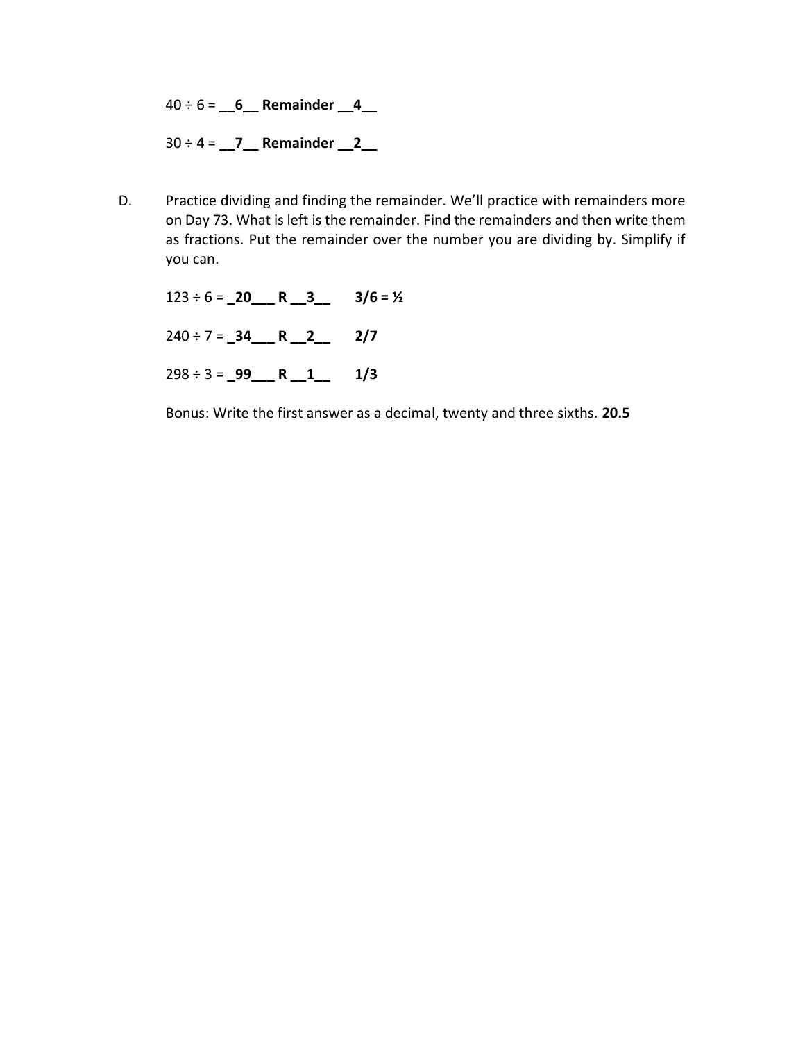40 ÷ 6 = __**6**__ **Remainder** __**4**__

30 ÷ 4 = __**7**__ **Remainder** __**2**__

D. Practice dividing and finding the remainder. We'll practice with remainders more on Day 73. What is left is the remainder. Find the remainders and then write them as fractions. Put the remainder over the number you are dividing by. Simplify if you can.

123 ÷ 6 = _**20**___ **R** __**3**__ **3/6 = ½**

240 ÷ 7 = _**34**___ **R** __**2**__ **2/7**

298 ÷ 3 = _**99**___ **R** __**1**__ **1/3**

Bonus: Write the first answer as a decimal, twenty and three sixths. **20.5**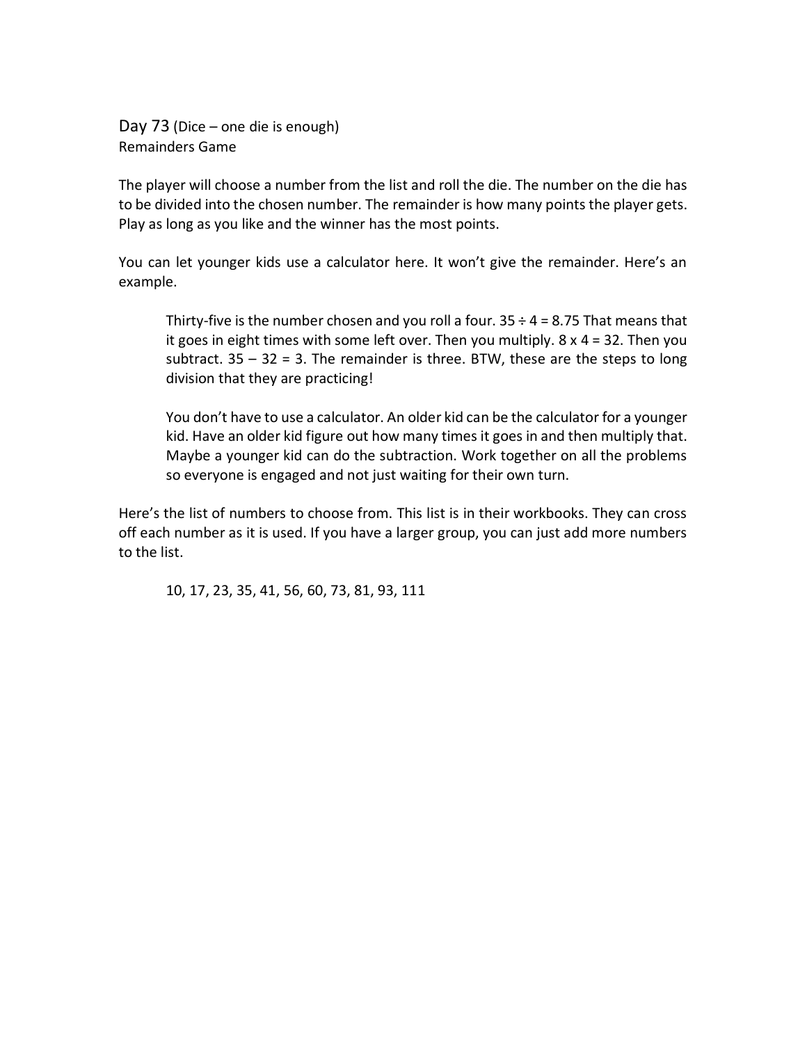## Day 73 (Dice – one die is enough)

Remainders Game

The player will choose a number from the list and roll the die. The number on the die has to be divided into the chosen number. The remainder is how many points the player gets. Play as long as you like and the winner has the most points.

You can let younger kids use a calculator here. It won't give the remainder. Here's an example.

> Thirty-five is the number chosen and you roll a four. $35 \div 4 = 8.75$ That means that it goes in eight times with some left over. Then you multiply. $8 \times 4 = 32$. Then you subtract. $35 - 32 = 3$. The remainder is three. BTW, these are the steps to long division that they are practicing!
>
> You don't have to use a calculator. An older kid can be the calculator for a younger kid. Have an older kid figure out how many times it goes in and then multiply that. Maybe a younger kid can do the subtraction. Work together on all the problems so everyone is engaged and not just waiting for their own turn.

Here's the list of numbers to choose from. This list is in their workbooks. They can cross off each number as it is used. If you have a larger group, you can just add more numbers to the list.

> 10, 17, 23, 35, 41, 56, 60, 73, 81, 93, 111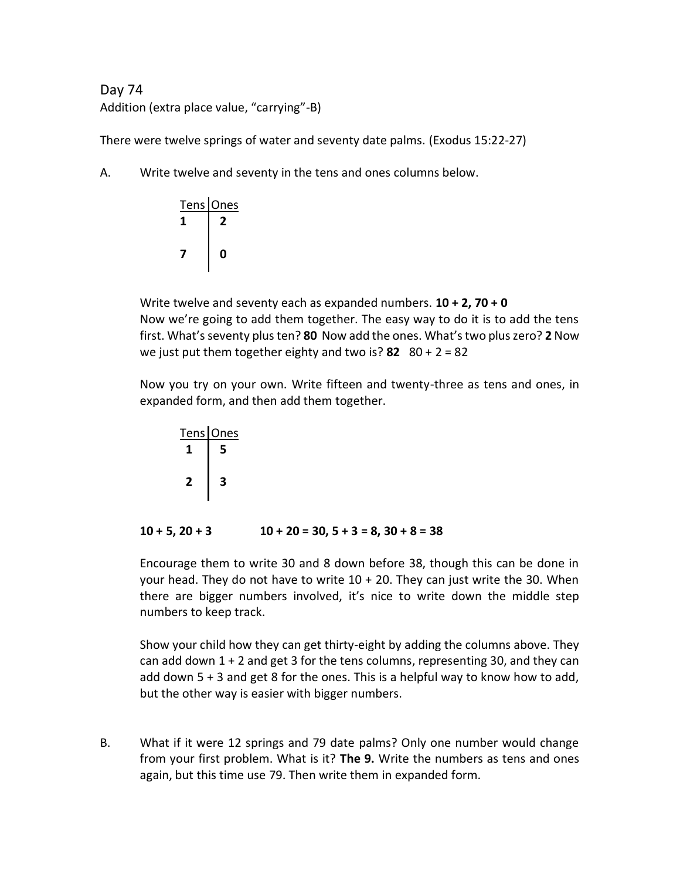Day 74

Addition (extra place value, "carrying"-B)

There were twelve springs of water and seventy date palms. (Exodus 15:22-27)

A. Write twelve and seventy in the tens and ones columns below.

| Tens | Ones |
|---|---|
| **1** | **2** |
| **7** | **0** |

Write twelve and seventy each as expanded numbers. **10 + 2, 70 + 0**
Now we're going to add them together. The easy way to do it is to add the tens first. What's seventy plus ten? **80** Now add the ones. What's two plus zero? **2** Now we just put them together eighty and two is? **82** 80 + 2 = 82

Now you try on your own. Write fifteen and twenty-three as tens and ones, in expanded form, and then add them together.

| Tens | Ones |
|---|---|
| **1** | **5** |
| **2** | **3** |

**10 + 5, 20 + 3** **10 + 20 = 30, 5 + 3 = 8, 30 + 8 = 38**

Encourage them to write 30 and 8 down before 38, though this can be done in your head. They do not have to write 10 + 20. They can just write the 30. When there are bigger numbers involved, it's nice to write down the middle step numbers to keep track.

Show your child how they can get thirty-eight by adding the columns above. They can add down 1 + 2 and get 3 for the tens columns, representing 30, and they can add down 5 + 3 and get 8 for the ones. This is a helpful way to know how to add, but the other way is easier with bigger numbers.

B. What if it were 12 springs and 79 date palms? Only one number would change from your first problem. What is it? **The 9.** Write the numbers as tens and ones again, but this time use 79. Then write them in expanded form.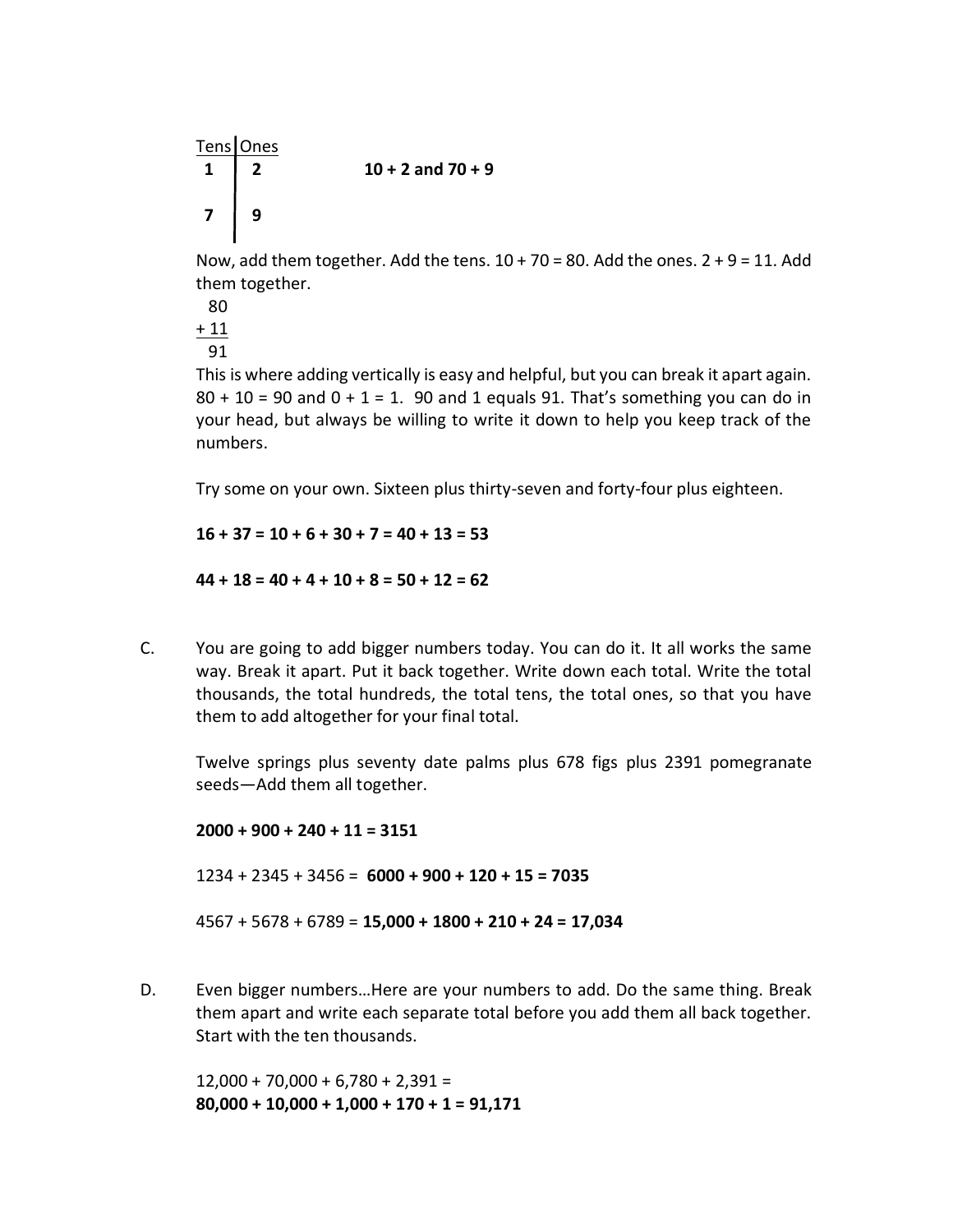| Tens | Ones |
|---|---|
| **1** | **2** |
| **7** | **9** |

**10 + 2 and 70 + 9**

Now, add them together. Add the tens. 10 + 70 = 80. Add the ones. 2 + 9 = 11. Add them together.

```
  80
+ 11
  91
```

This is where adding vertically is easy and helpful, but you can break it apart again. 80 + 10 = 90 and 0 + 1 = 1. 90 and 1 equals 91. That's something you can do in your head, but always be willing to write it down to help you keep track of the numbers.

Try some on your own. Sixteen plus thirty-seven and forty-four plus eighteen.

**16 + 37 = 10 + 6 + 30 + 7 = 40 + 13 = 53**

**44 + 18 = 40 + 4 + 10 + 8 = 50 + 12 = 62**

C. You are going to add bigger numbers today. You can do it. It all works the same way. Break it apart. Put it back together. Write down each total. Write the total thousands, the total hundreds, the total tens, the total ones, so that you have them to add altogether for your final total.

Twelve springs plus seventy date palms plus 678 figs plus 2391 pomegranate seeds—Add them all together.

**2000 + 900 + 240 + 11 = 3151**

1234 + 2345 + 3456 = **6000 + 900 + 120 + 15 = 7035**

4567 + 5678 + 6789 = **15,000 + 1800 + 210 + 24 = 17,034**

D. Even bigger numbers…Here are your numbers to add. Do the same thing. Break them apart and write each separate total before you add them all back together. Start with the ten thousands.

12,000 + 70,000 + 6,780 + 2,391 =
**80,000 + 10,000 + 1,000 + 170 + 1 = 91,171**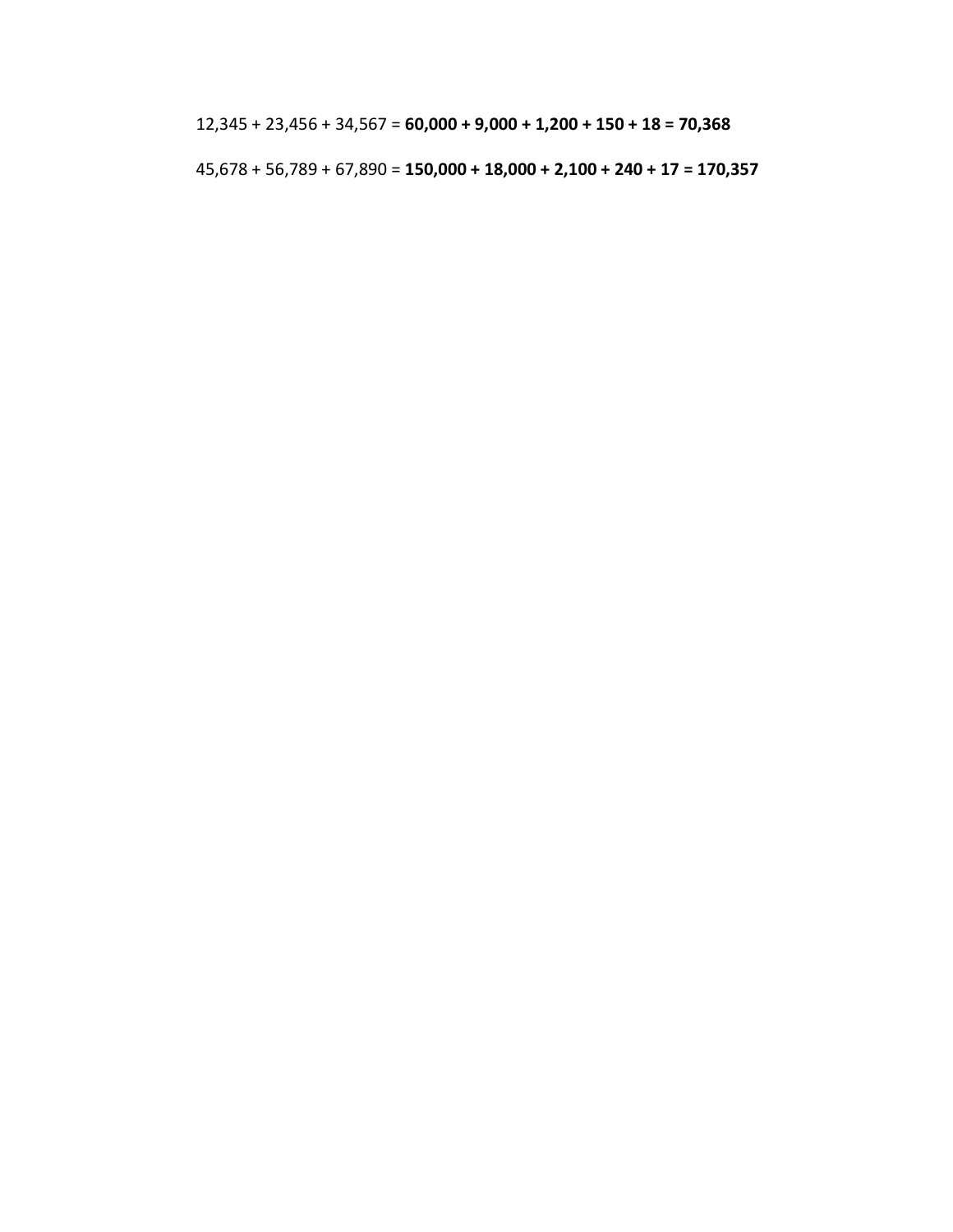12,345 + 23,456 + 34,567 = **60,000 + 9,000 + 1,200 + 150 + 18 = 70,368**

45,678 + 56,789 + 67,890 = **150,000 + 18,000 + 2,100 + 240 + 17 = 170,357**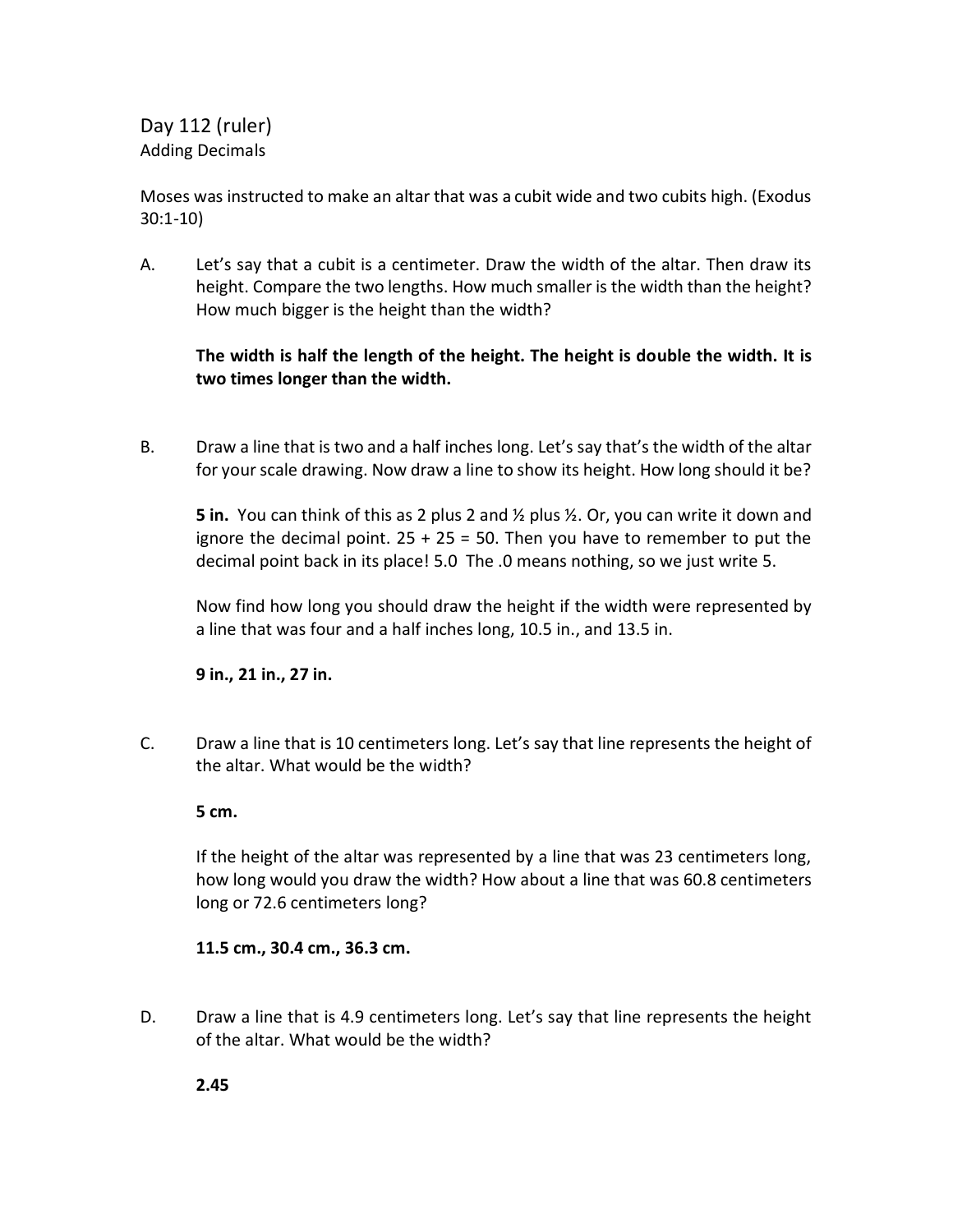Day 112 (ruler)
Adding Decimals

Moses was instructed to make an altar that was a cubit wide and two cubits high. (Exodus 30:1-10)

A. Let's say that a cubit is a centimeter. Draw the width of the altar. Then draw its height. Compare the two lengths. How much smaller is the width than the height? How much bigger is the height than the width?

**The width is half the length of the height. The height is double the width. It is two times longer than the width.**

B. Draw a line that is two and a half inches long. Let's say that's the width of the altar for your scale drawing. Now draw a line to show its height. How long should it be?

**5 in.** You can think of this as 2 plus 2 and ½ plus ½. Or, you can write it down and ignore the decimal point. 25 + 25 = 50. Then you have to remember to put the decimal point back in its place! 5.0 The .0 means nothing, so we just write 5.

Now find how long you should draw the height if the width were represented by a line that was four and a half inches long, 10.5 in., and 13.5 in.

**9 in., 21 in., 27 in.**

C. Draw a line that is 10 centimeters long. Let's say that line represents the height of the altar. What would be the width?

**5 cm.**

If the height of the altar was represented by a line that was 23 centimeters long, how long would you draw the width? How about a line that was 60.8 centimeters long or 72.6 centimeters long?

**11.5 cm., 30.4 cm., 36.3 cm.**

D. Draw a line that is 4.9 centimeters long. Let's say that line represents the height of the altar. What would be the width?

**2.45**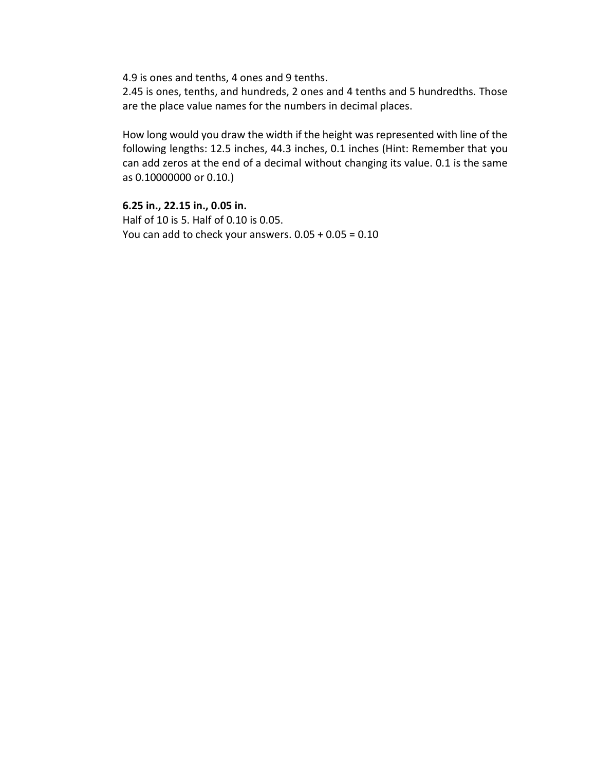4.9 is ones and tenths, 4 ones and 9 tenths.
2.45 is ones, tenths, and hundreds, 2 ones and 4 tenths and 5 hundredths. Those are the place value names for the numbers in decimal places.

How long would you draw the width if the height was represented with line of the following lengths: 12.5 inches, 44.3 inches, 0.1 inches (Hint: Remember that you can add zeros at the end of a decimal without changing its value. 0.1 is the same as 0.10000000 or 0.10.)

**6.25 in., 22.15 in., 0.05 in.**
Half of 10 is 5. Half of 0.10 is 0.05.
You can add to check your answers. 0.05 + 0.05 = 0.10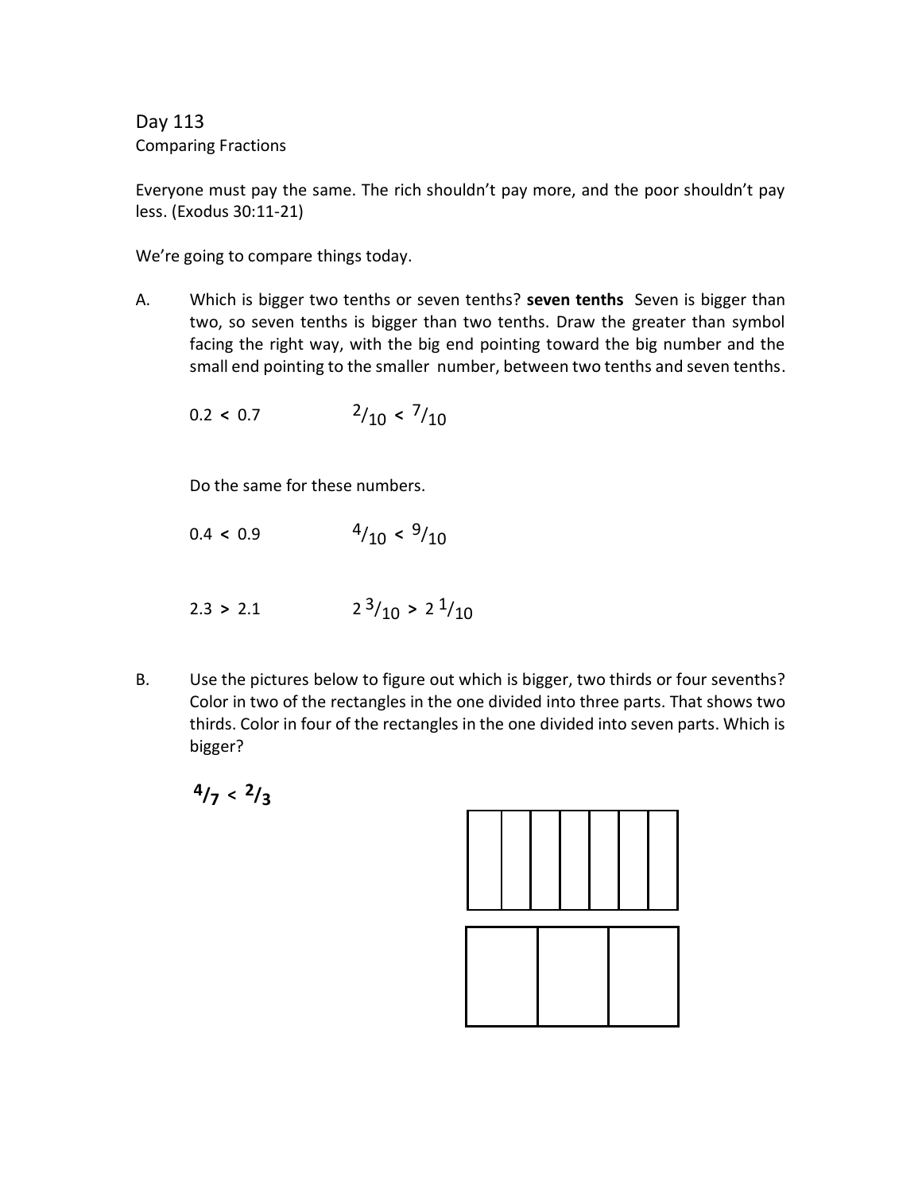Day 113

Comparing Fractions

Everyone must pay the same. The rich shouldn't pay more, and the poor shouldn't pay less. (Exodus 30:11-21)

We're going to compare things today.

A. Which is bigger two tenths or seven tenths? **seven tenths** Seven is bigger than two, so seven tenths is bigger than two tenths. Draw the greater than symbol facing the right way, with the big end pointing toward the big number and the small end pointing to the smaller number, between two tenths and seven tenths.

$0.2 < 0.7$ $\qquad$ $2/10 < 7/10$

Do the same for these numbers.

$0.4 < 0.9$ $\qquad$ $4/10 < 9/10$

$2.3 > 2.1$ $\qquad$ $2\ 3/10 > 2\ 1/10$

B. Use the pictures below to figure out which is bigger, two thirds or four sevenths? Color in two of the rectangles in the one divided into three parts. That shows two thirds. Color in four of the rectangles in the one divided into seven parts. Which is bigger?

**$4/7 < 2/3$**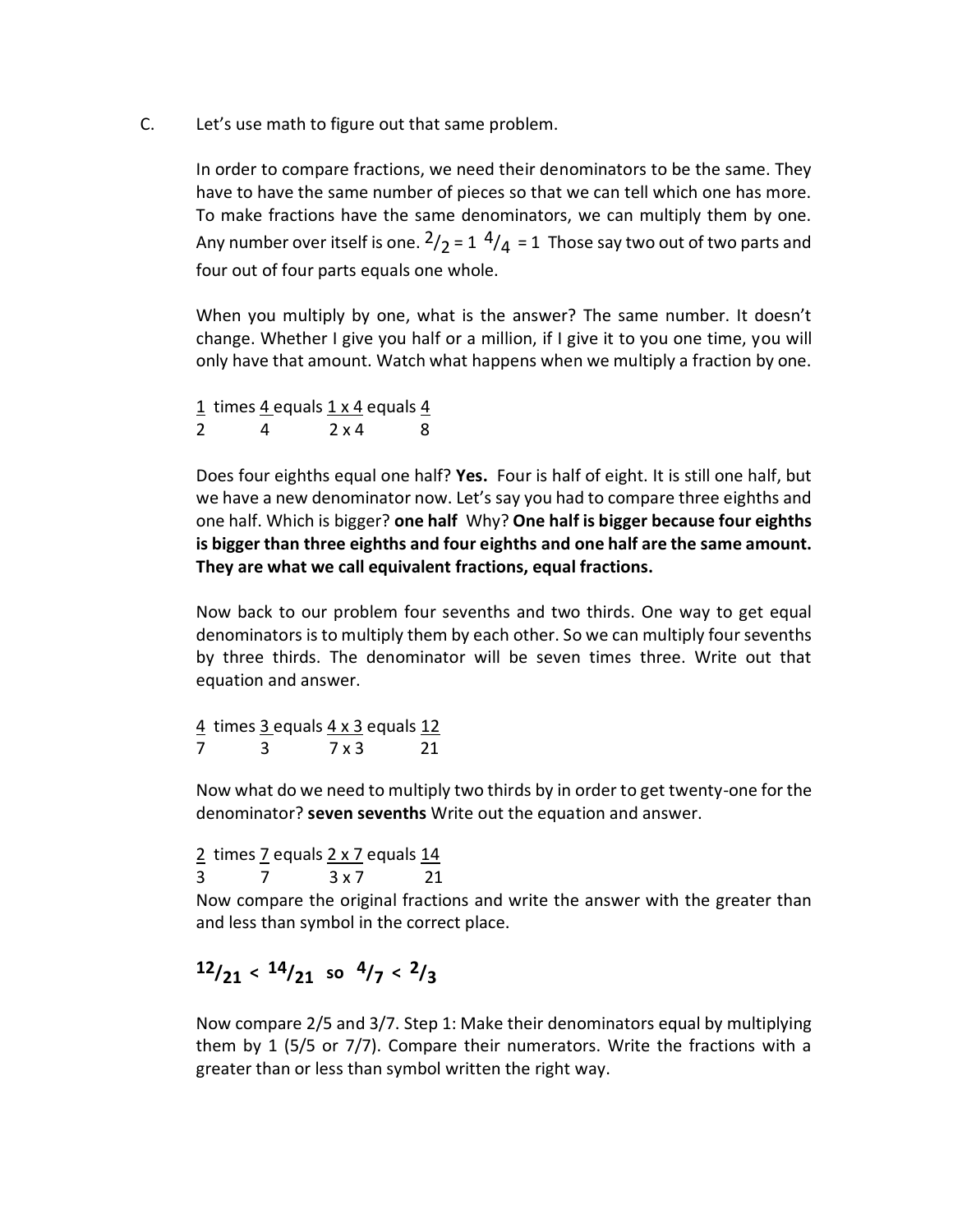C. Let's use math to figure out that same problem.

In order to compare fractions, we need their denominators to be the same. They have to have the same number of pieces so that we can tell which one has more. To make fractions have the same denominators, we can multiply them by one. Any number over itself is one. $^2/_2 = 1$ $^4/_4 = 1$ Those say two out of two parts and four out of four parts equals one whole.

When you multiply by one, what is the answer? The same number. It doesn't change. Whether I give you half or a million, if I give it to you one time, you will only have that amount. Watch what happens when we multiply a fraction by one.

$\frac{1}{2}$ times $\frac{4}{4}$ equals $\frac{1 \times 4}{2 \times 4}$ equals $\frac{4}{8}$

Does four eighths equal one half? **Yes.** Four is half of eight. It is still one half, but we have a new denominator now. Let's say you had to compare three eighths and one half. Which is bigger? **one half** Why? **One half is bigger because four eighths is bigger than three eighths and four eighths and one half are the same amount. They are what we call equivalent fractions, equal fractions.**

Now back to our problem four sevenths and two thirds. One way to get equal denominators is to multiply them by each other. So we can multiply four sevenths by three thirds. The denominator will be seven times three. Write out that equation and answer.

$\frac{4}{7}$ times $\frac{3}{3}$ equals $\frac{4 \times 3}{7 \times 3}$ equals $\frac{12}{21}$

Now what do we need to multiply two thirds by in order to get twenty-one for the denominator? **seven sevenths** Write out the equation and answer.

$\frac{2}{3}$ times $\frac{7}{7}$ equals $\frac{2 \times 7}{3 \times 7}$ equals $\frac{14}{21}$

Now compare the original fractions and write the answer with the greater than and less than symbol in the correct place.

$$^{12}/_{21} < {^{14}/_{21}} \text{ so } {^4/_7} < {^2/_3}$$

Now compare 2/5 and 3/7. Step 1: Make their denominators equal by multiplying them by 1 (5/5 or 7/7). Compare their numerators. Write the fractions with a greater than or less than symbol written the right way.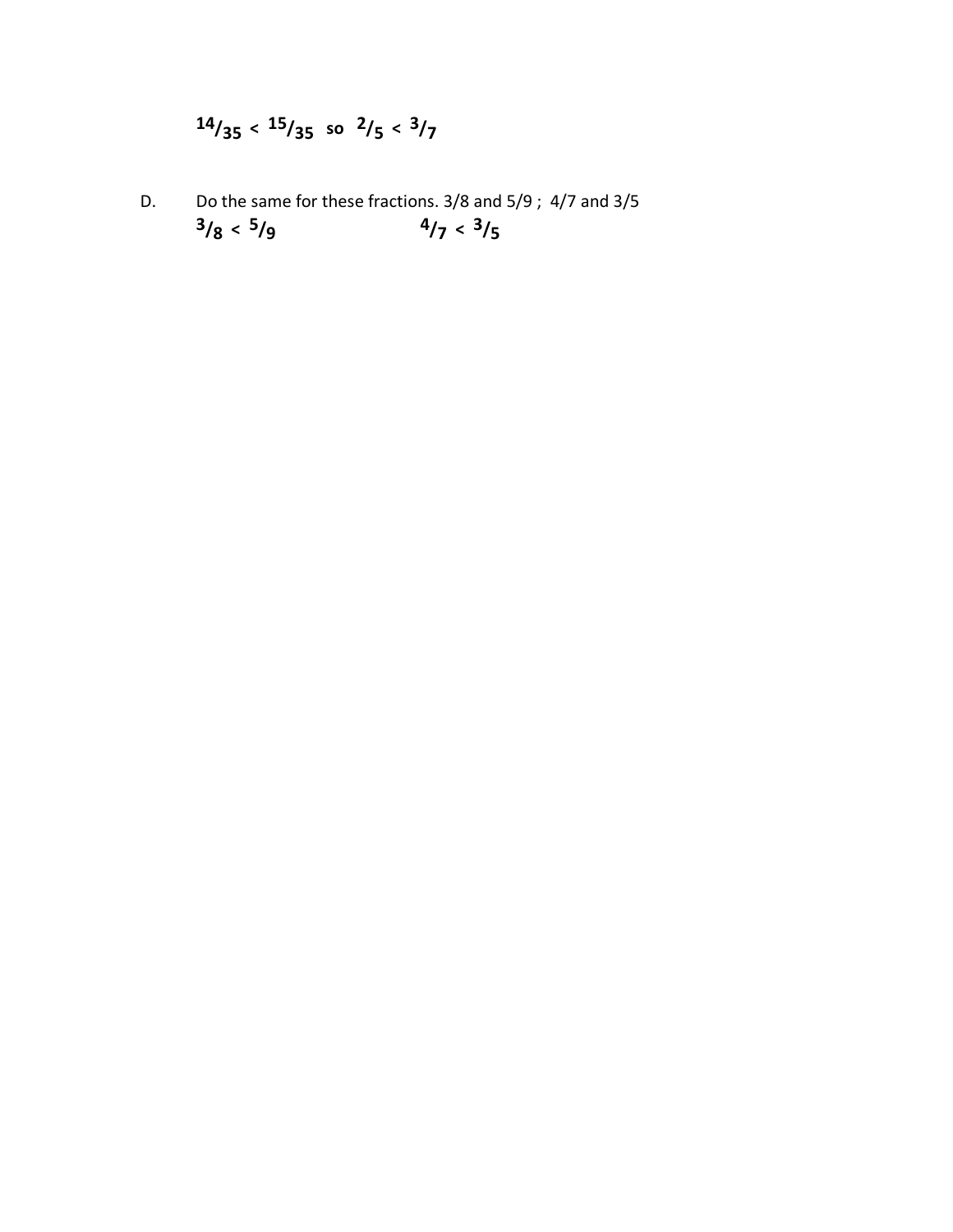**$^{14}/_{35} < {}^{15}/_{35}$ so $^{2}/_{5} < {}^{3}/_{7}$**

D. Do the same for these fractions. 3/8 and 5/9 ; 4/7 and 3/5

**$^{3}/_{8} < {}^{5}/_{9}$** **$^{4}/_{7} < {}^{3}/_{5}$**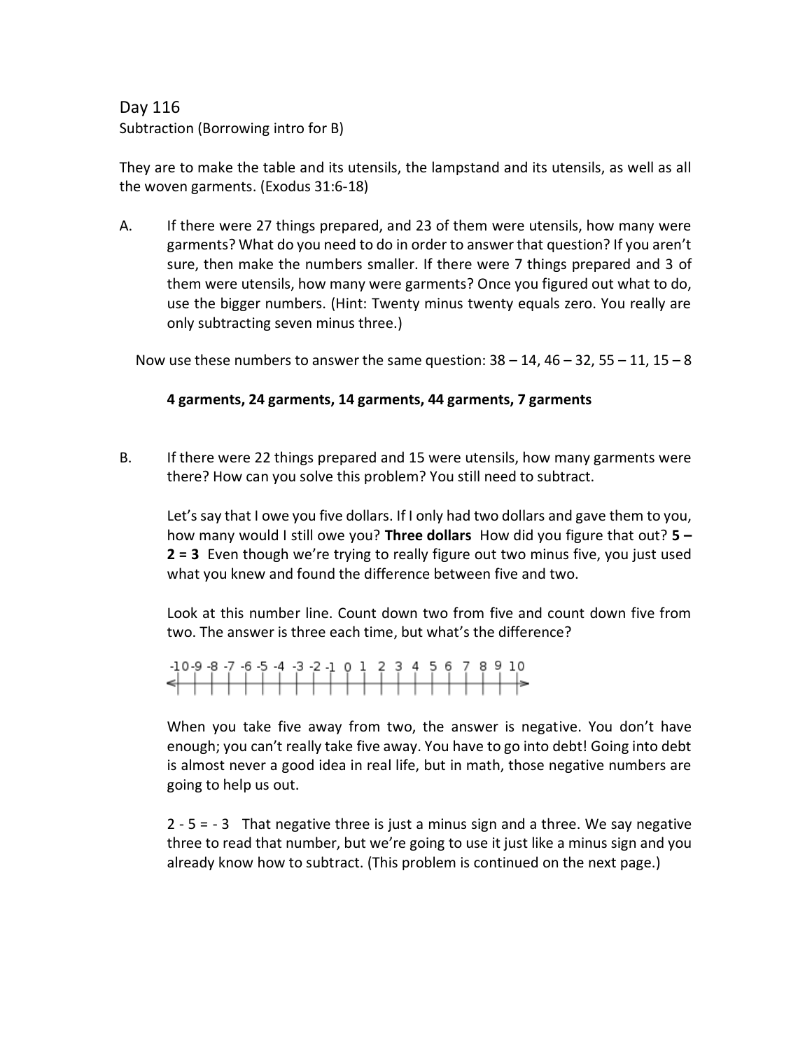Day 116

Subtraction (Borrowing intro for B)

They are to make the table and its utensils, the lampstand and its utensils, as well as all the woven garments. (Exodus 31:6-18)

A. If there were 27 things prepared, and 23 of them were utensils, how many were garments? What do you need to do in order to answer that question? If you aren't sure, then make the numbers smaller. If there were 7 things prepared and 3 of them were utensils, how many were garments? Once you figured out what to do, use the bigger numbers. (Hint: Twenty minus twenty equals zero. You really are only subtracting seven minus three.)

Now use these numbers to answer the same question: 38 – 14, 46 – 32, 55 – 11, 15 – 8

**4 garments, 24 garments, 14 garments, 44 garments, 7 garments**

B. If there were 22 things prepared and 15 were utensils, how many garments were there? How can you solve this problem? You still need to subtract.

Let's say that I owe you five dollars. If I only had two dollars and gave them to you, how many would I still owe you? **Three dollars** How did you figure that out? **5 – 2 = 3** Even though we're trying to really figure out two minus five, you just used what you knew and found the difference between five and two.

Look at this number line. Count down two from five and count down five from two. The answer is three each time, but what's the difference?

-10 -9 -8 -7 -6 -5 -4 -3 -2 -1 0 1 2 3 4 5 6 7 8 9 10

When you take five away from two, the answer is negative. You don't have enough; you can't really take five away. You have to go into debt! Going into debt is almost never a good idea in real life, but in math, those negative numbers are going to help us out.

2 - 5 = - 3 That negative three is just a minus sign and a three. We say negative three to read that number, but we're going to use it just like a minus sign and you already know how to subtract. (This problem is continued on the next page.)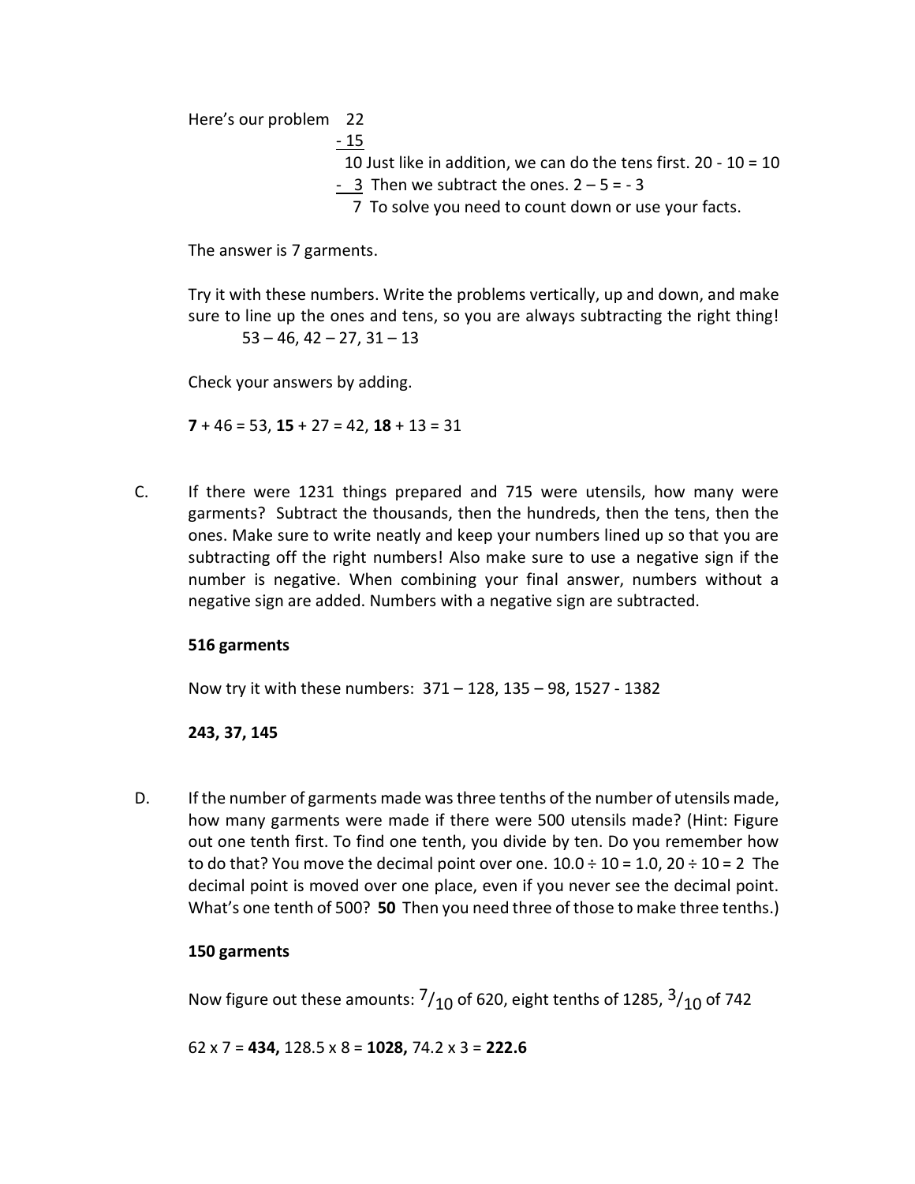Here's our problem

```
   22
 - 15
   10   Just like in addition, we can do the tens first. 20 - 10 = 10
 -  3   Then we subtract the ones. 2 – 5 = - 3
    7   To solve you need to count down or use your facts.
```

The answer is 7 garments.

Try it with these numbers. Write the problems vertically, up and down, and make sure to line up the ones and tens, so you are always subtracting the right thing!

53 – 46, 42 – 27, 31 – 13

Check your answers by adding.

**7** + 46 = 53, **15** + 27 = 42, **18** + 13 = 31

C. If there were 1231 things prepared and 715 were utensils, how many were garments? Subtract the thousands, then the hundreds, then the tens, then the ones. Make sure to write neatly and keep your numbers lined up so that you are subtracting off the right numbers! Also make sure to use a negative sign if the number is negative. When combining your final answer, numbers without a negative sign are added. Numbers with a negative sign are subtracted.

**516 garments**

Now try it with these numbers: 371 – 128, 135 – 98, 1527 - 1382

**243, 37, 145**

D. If the number of garments made was three tenths of the number of utensils made, how many garments were made if there were 500 utensils made? (Hint: Figure out one tenth first. To find one tenth, you divide by ten. Do you remember how to do that? You move the decimal point over one. 10.0 ÷ 10 = 1.0, 20 ÷ 10 = 2 The decimal point is moved over one place, even if you never see the decimal point. What's one tenth of 500? **50** Then you need three of those to make three tenths.)

**150 garments**

Now figure out these amounts: $^7/_{10}$ of 620, eight tenths of 1285, $^3/_{10}$ of 742

62 x 7 = **434,** 128.5 x 8 = **1028,** 74.2 x 3 = **222.6**